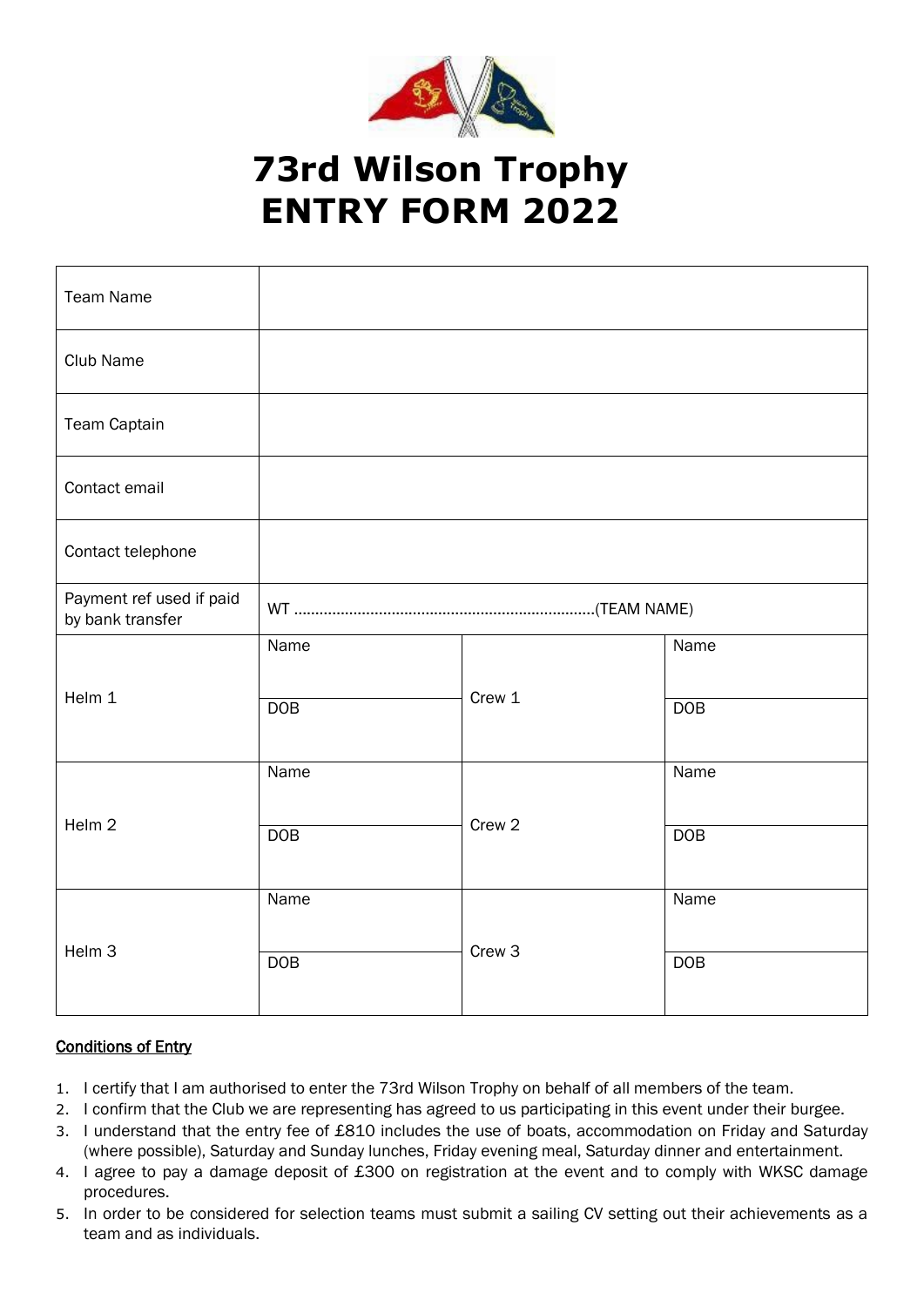# 73rd Wilson Trophy
# ENTRY FORM 2022

| | | | |
|---|---|---|---|
| Team Name | | | |
| Club Name | | | |
| Team Captain | | | |
| Contact email | | | |
| Contact telephone | | | |
| Payment ref used if paid by bank transfer | WT ……………………………………………………………(TEAM NAME) | | |
| Helm 1 | Name | Crew 1 | Name |
| | DOB | | DOB |
| Helm 2 | Name | Crew 2 | Name |
| | DOB | | DOB |
| Helm 3 | Name | Crew 3 | Name |
| | DOB | | DOB |

## Conditions of Entry

1. I certify that I am authorised to enter the 73rd Wilson Trophy on behalf of all members of the team.
2. I confirm that the Club we are representing has agreed to us participating in this event under their burgee.
3. I understand that the entry fee of £810 includes the use of boats, accommodation on Friday and Saturday (where possible), Saturday and Sunday lunches, Friday evening meal, Saturday dinner and entertainment.
4. I agree to pay a damage deposit of £300 on registration at the event and to comply with WKSC damage procedures.
5. In order to be considered for selection teams must submit a sailing CV setting out their achievements as a team and as individuals.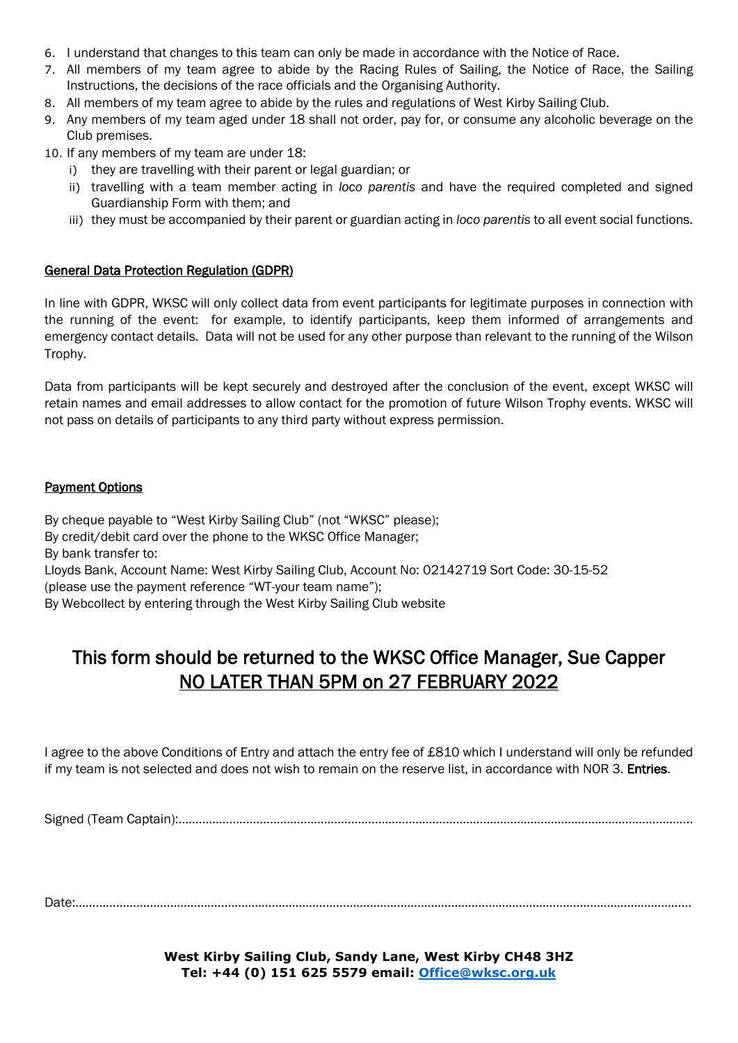6. I understand that changes to this team can only be made in accordance with the Notice of Race.
7. All members of my team agree to abide by the Racing Rules of Sailing, the Notice of Race, the Sailing Instructions, the decisions of the race officials and the Organising Authority.
8. All members of my team agree to abide by the rules and regulations of West Kirby Sailing Club.
9. Any members of my team aged under 18 shall not order, pay for, or consume any alcoholic beverage on the Club premises.
10. If any members of my team are under 18:
    i) they are travelling with their parent or legal guardian; or
    ii) travelling with a team member acting in *loco parentis* and have the required completed and signed Guardianship Form with them; and
    iii) they must be accompanied by their parent or guardian acting in *loco parentis* to all event social functions.

<u>General Data Protection Regulation (GDPR)</u>

In line with GDPR, WKSC will only collect data from event participants for legitimate purposes in connection with the running of the event: for example, to identify participants, keep them informed of arrangements and emergency contact details. Data will not be used for any other purpose than relevant to the running of the Wilson Trophy.

Data from participants will be kept securely and destroyed after the conclusion of the event, except WKSC will retain names and email addresses to allow contact for the promotion of future Wilson Trophy events. WKSC will not pass on details of participants to any third party without express permission.

<u>Payment Options</u>

By cheque payable to "West Kirby Sailing Club" (not "WKSC" please);
By credit/debit card over the phone to the WKSC Office Manager;
By bank transfer to:
Lloyds Bank, Account Name: West Kirby Sailing Club, Account No: 02142719 Sort Code: 30-15-52
(please use the payment reference "WT-your team name");
By Webcollect by entering through the West Kirby Sailing Club website

## This form should be returned to the WKSC Office Manager, Sue Capper <u>NO LATER THAN 5PM on 27 FEBRUARY 2022</u>

I agree to the above Conditions of Entry and attach the entry fee of £810 which I understand will only be refunded if my team is not selected and does not wish to remain on the reserve list, in accordance with NOR 3. **Entries**.

Signed (Team Captain):..............................................................................................................................................

Date:..............................................................................................................................................

**West Kirby Sailing Club, Sandy Lane, West Kirby CH48 3HZ**
**Tel: +44 (0) 151 625 5579 email: Office@wksc.org.uk**